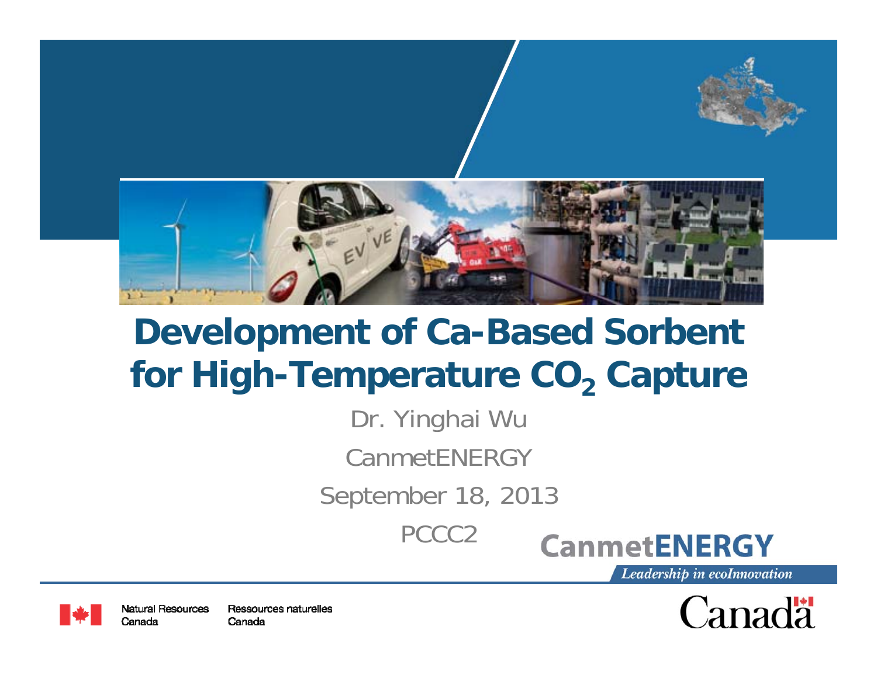# Development of Ca-Based Sorbent for High-Temperature $CO_2$ Capture

Dr. Yinghai Wu

CanmetENERGY

September 18, 2013

PCCC2

CanmetENERGY

*Leadership in ecoInnovation*

Natural Resources Canada | Ressources naturelles Canada

Canada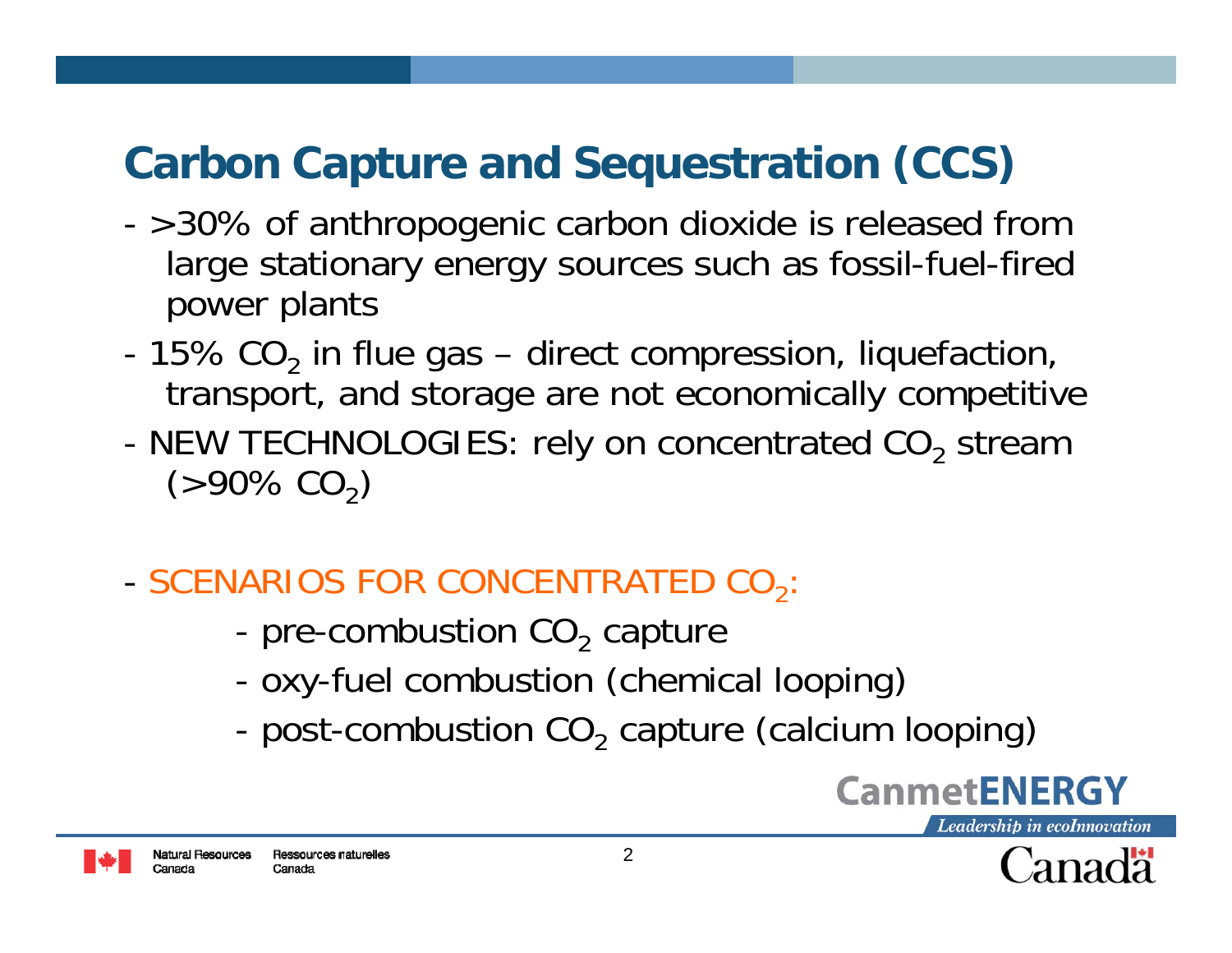# Carbon Capture and Sequestration (CCS)

- >30% of anthropogenic carbon dioxide is released from large stationary energy sources such as fossil-fuel-fired power plants
- 15% $CO_2$ in flue gas – direct compression, liquefaction, transport, and storage are not economically competitive
- NEW TECHNOLOGIES: rely on concentrated $CO_2$ stream (>90% $CO_2$)

- SCENARIOS FOR CONCENTRATED $CO_2$:
  - pre-combustion $CO_2$ capture
  - oxy-fuel combustion (chemical looping)
  - post-combustion $CO_2$ capture (calcium looping)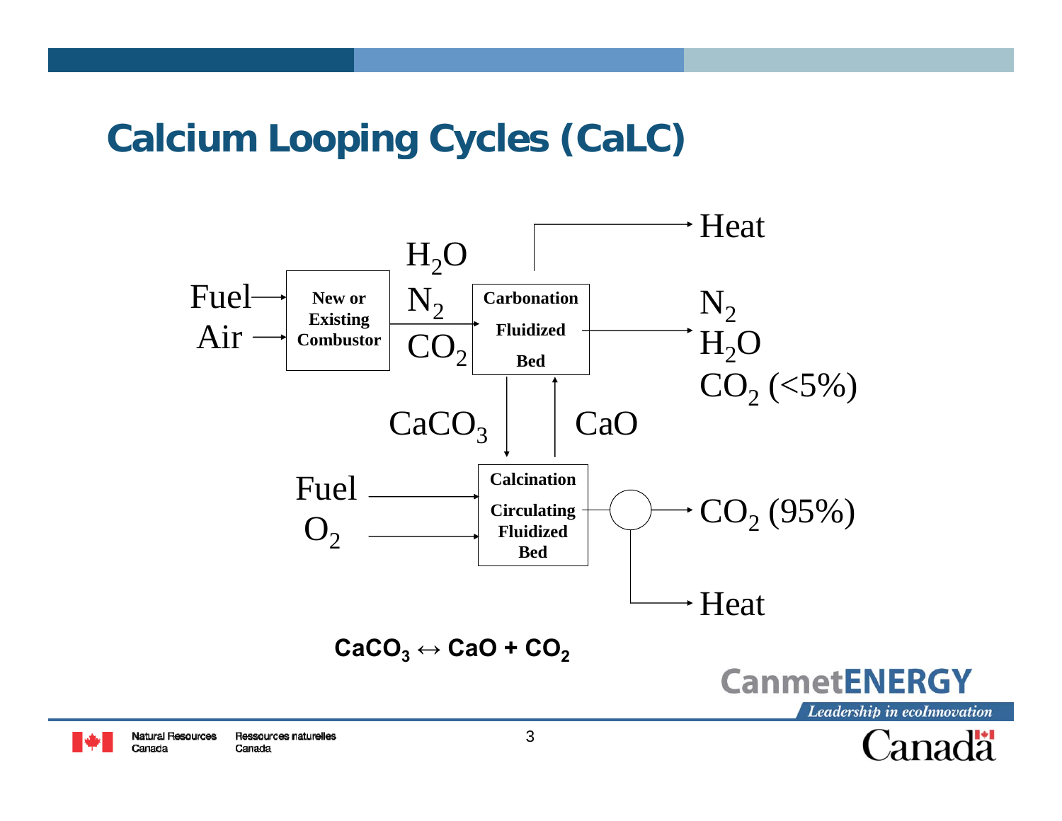# Calcium Looping Cycles (CaLC)

Fuel → New or Existing Combustor ← Air

New or Existing Combustor → $H_2O$, $N_2$, $CO_2$ → Carbonation Fluidized Bed

Carbonation Fluidized Bed → Heat

Carbonation Fluidized Bed → $N_2$, $H_2O$, $CO_2$ (<5%)

Carbonation Fluidized Bed → $CaCO_3$ → Calcination Circulating Fluidized Bed

Calcination Circulating Fluidized Bed → $CaO$ → Carbonation Fluidized Bed

Fuel → Calcination Circulating Fluidized Bed

$O_2$ → Calcination Circulating Fluidized Bed

Calcination Circulating Fluidized Bed → $CO_2$ (95%)

Calcination Circulating Fluidized Bed → Heat

$$CaCO_3 \leftrightarrow CaO + CO_2$$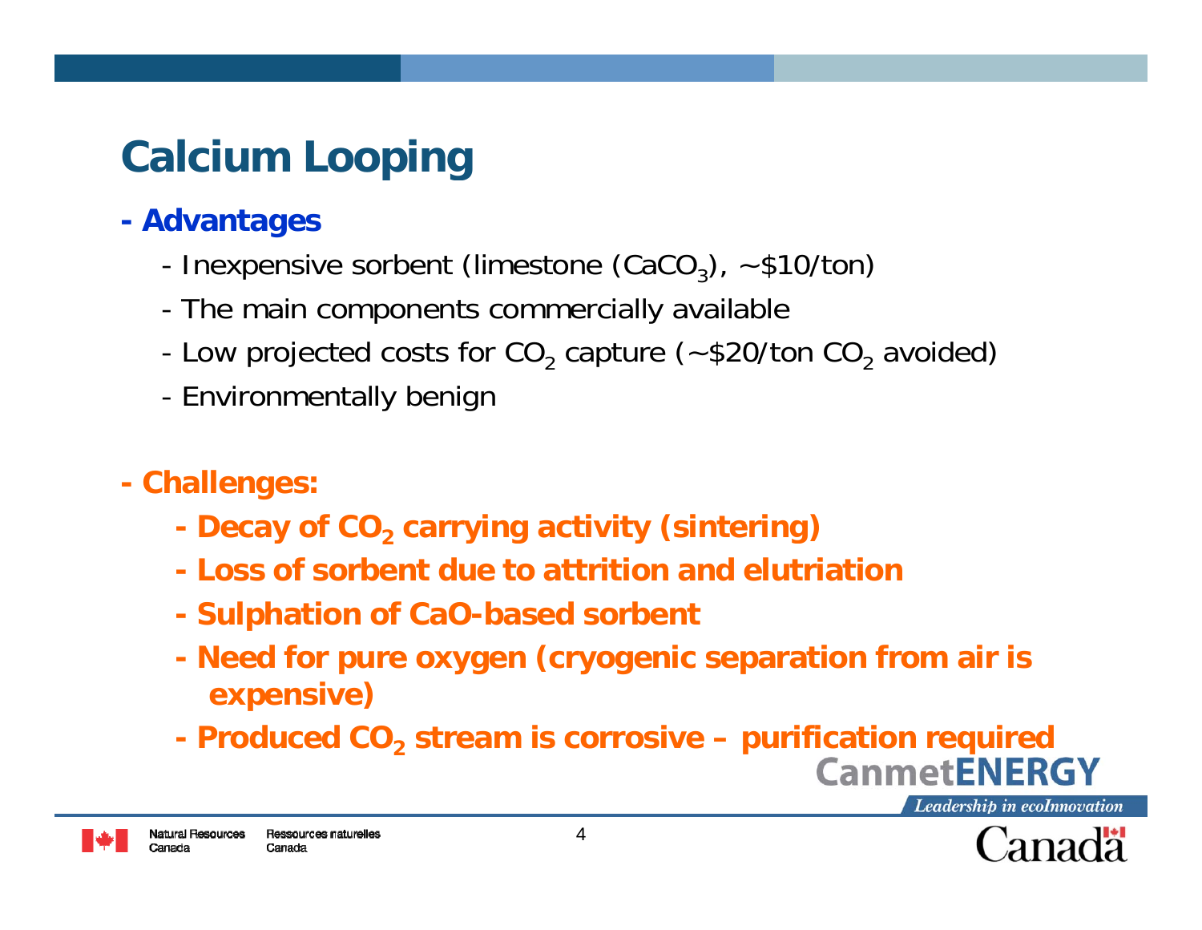# Calcium Looping

## - Advantages

- Inexpensive sorbent (limestone ($CaCO_3$), ~$10/ton)
- The main components commercially available
- Low projected costs for $CO_2$ capture (~$20/ton $CO_2$ avoided)
- Environmentally benign

## - Challenges:

- **Decay of $CO_2$ carrying activity (sintering)**
- **Loss of sorbent due to attrition and elutriation**
- **Sulphation of CaO-based sorbent**
- **Need for pure oxygen (cryogenic separation from air is expensive)**
- **Produced $CO_2$ stream is corrosive – purification required**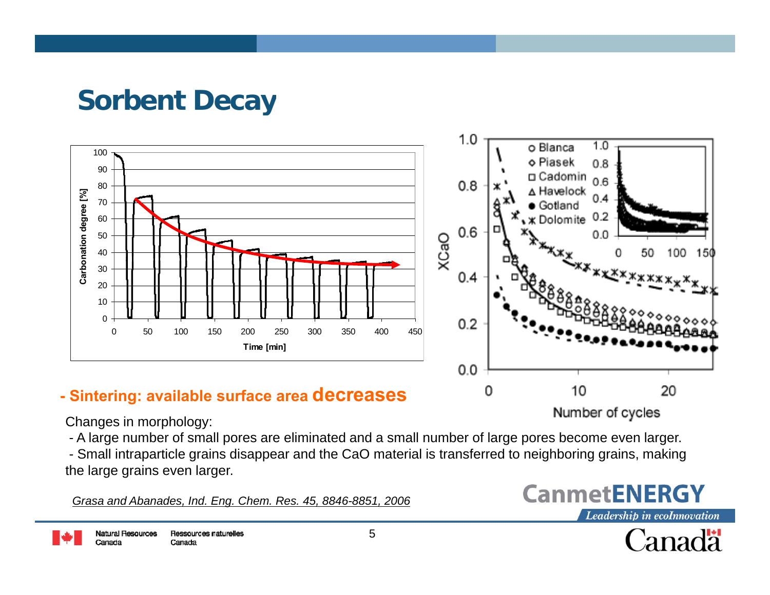# Sorbent Decay

**- Sintering: available surface area decreases**

Changes in morphology:

- A large number of small pores are eliminated and a small number of large pores become even larger.
- Small intraparticle grains disappear and the CaO material is transferred to neighboring grains, making the large grains even larger.

*Grasa and Abanades, Ind. Eng. Chem. Res. 45, 8846-8851, 2006*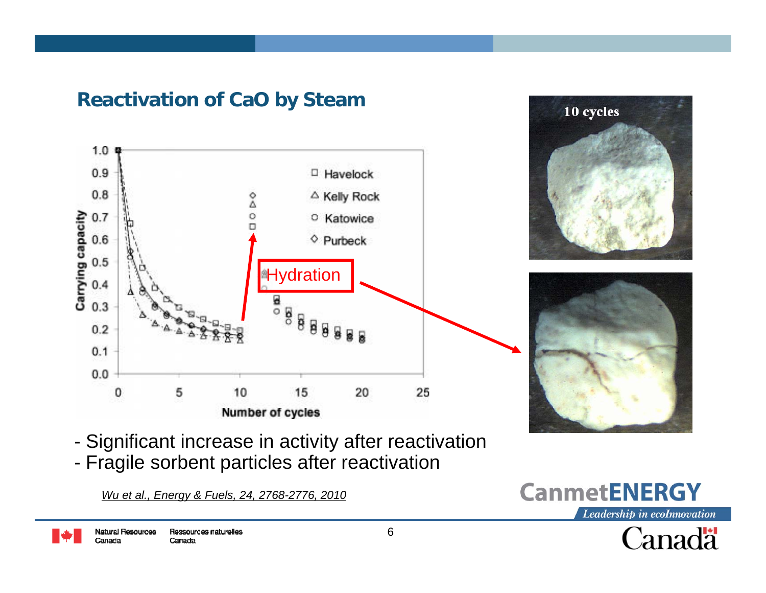## Reactivation of CaO by Steam

- Significant increase in activity after reactivation
- Fragile sorbent particles after reactivation

*Wu et al., Energy & Fuels, 24, 2768-2776, 2010*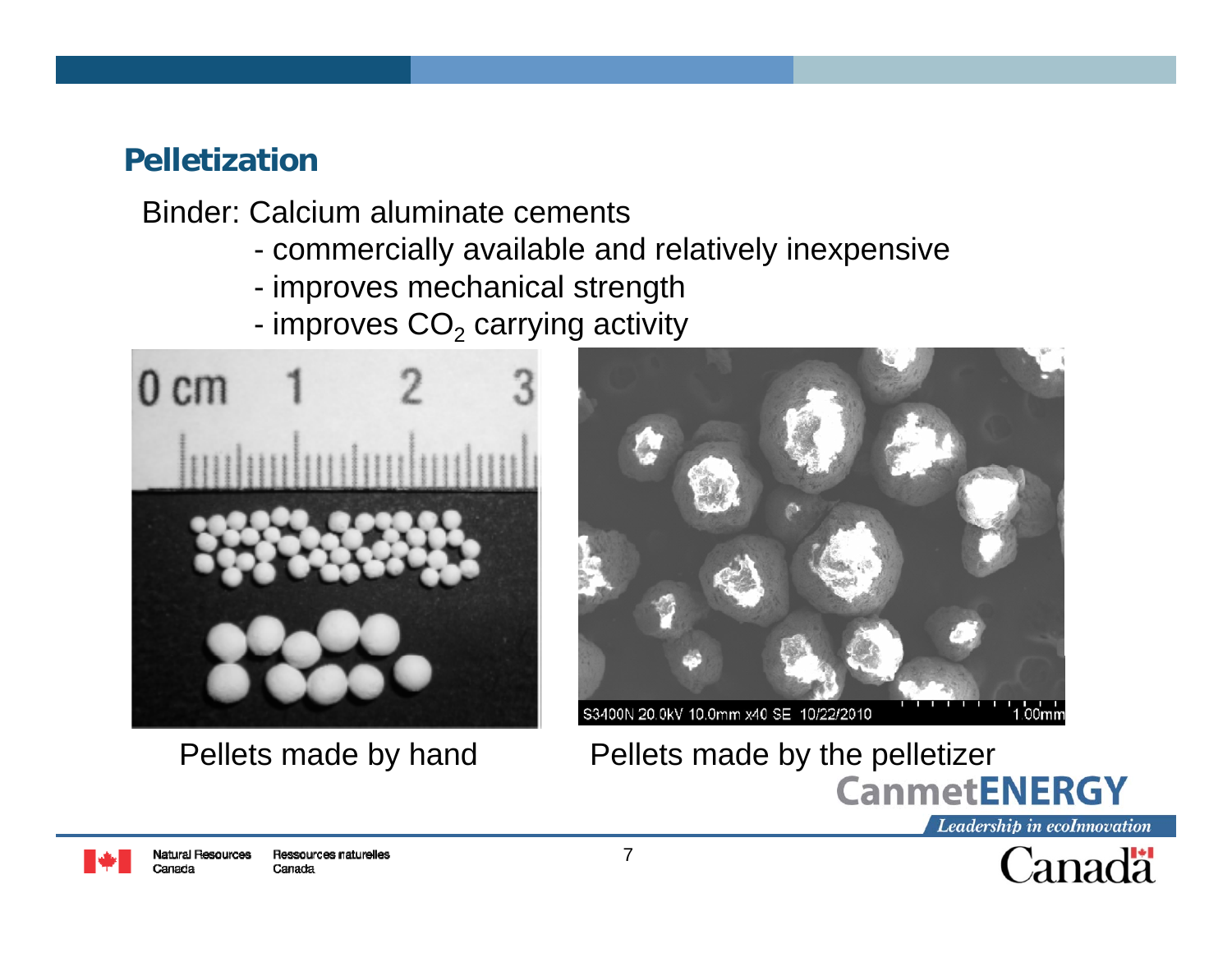## Pelletization

Binder: Calcium aluminate cements

- commercially available and relatively inexpensive
- improves mechanical strength
- improves $CO_2$ carrying activity

Pellets made by hand

Pellets made by the pelletizer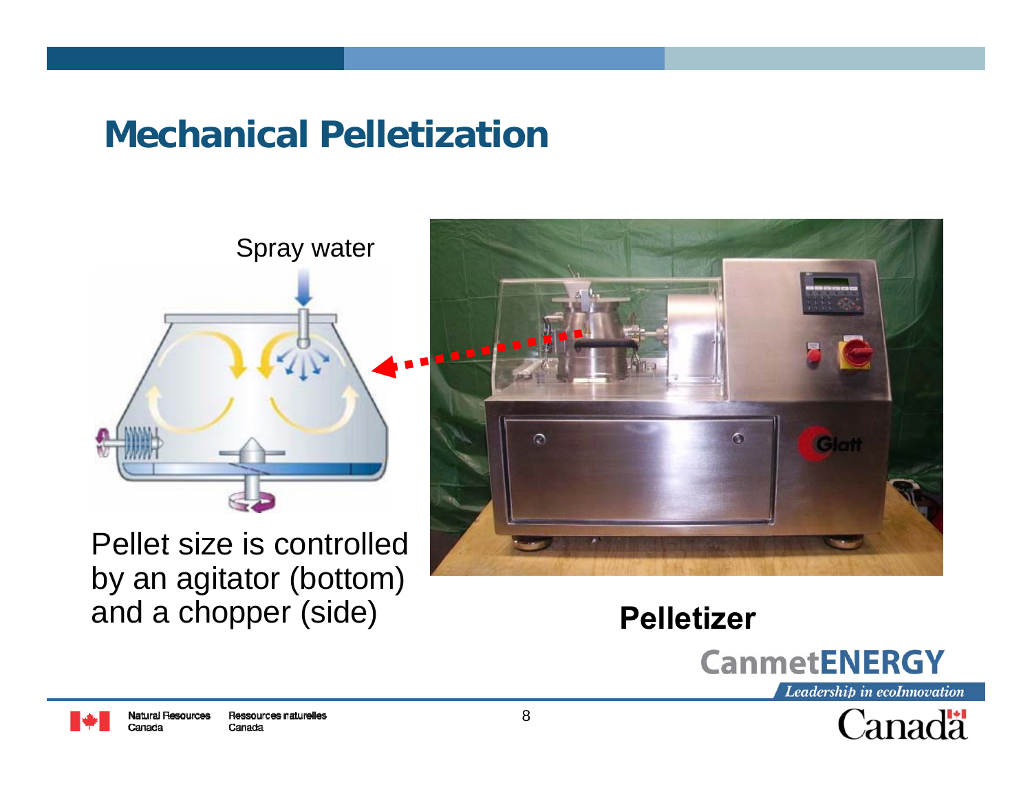# Mechanical Pelletization

Spray water

Pellet size is controlled by an agitator (bottom) and a chopper (side)

**Pelletizer**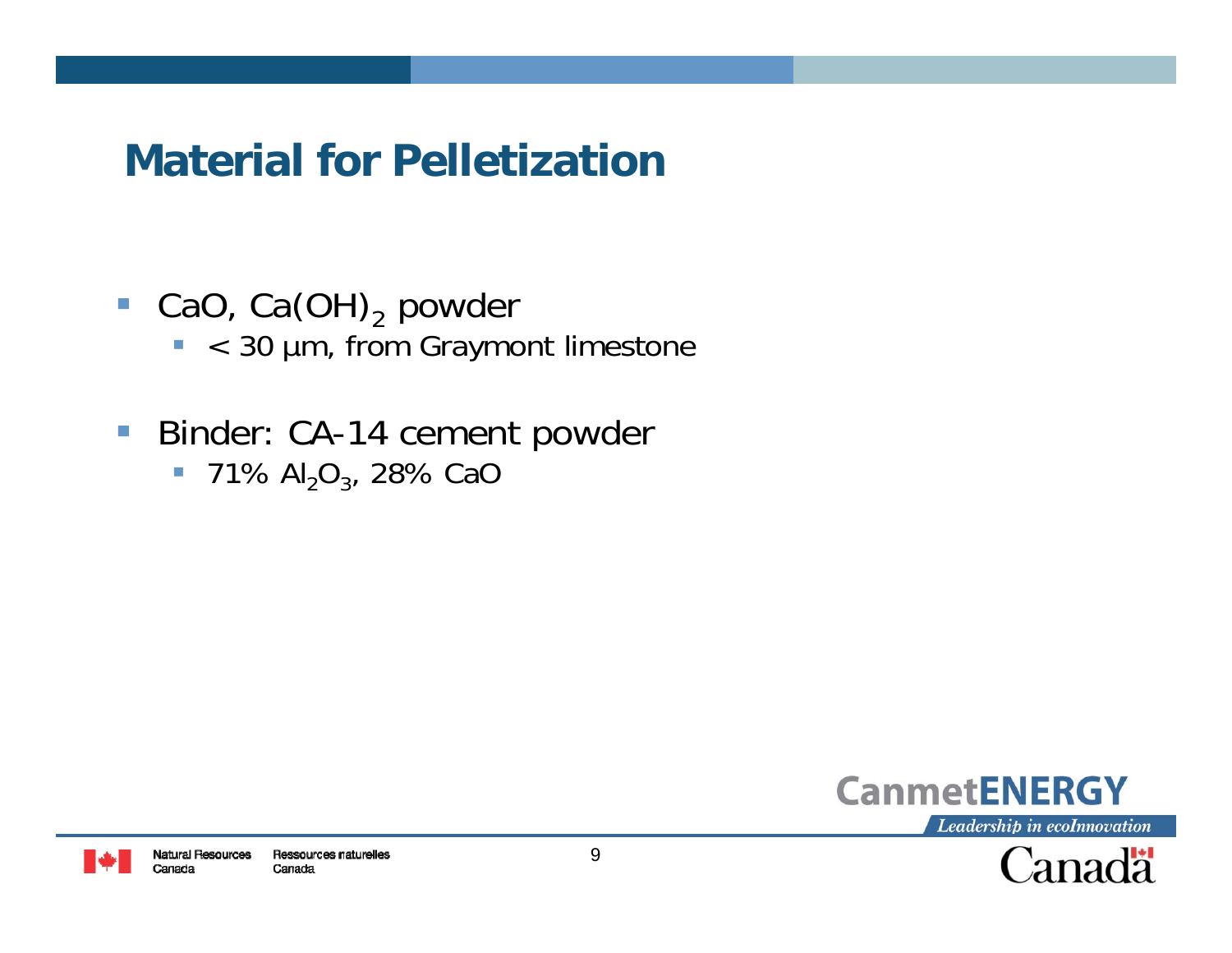# Material for Pelletization

- CaO, $Ca(OH)_2$ powder
  - < 30 µm, from Graymont limestone
- Binder: CA-14 cement powder
  - 71% $Al_2O_3$, 28% CaO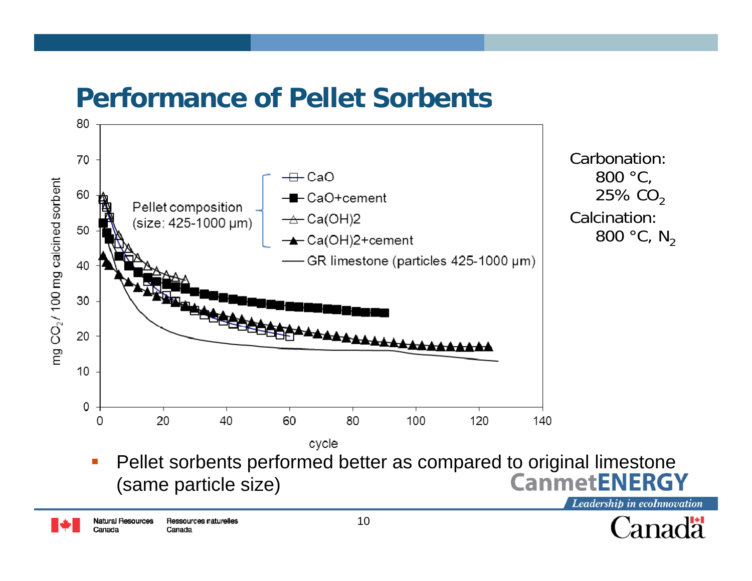# Performance of Pellet Sorbents

Carbonation:
800 °C,
25% $CO_2$

Calcination:
800 °C, $N_2$

- Pellet sorbents performed better as compared to original limestone (same particle size)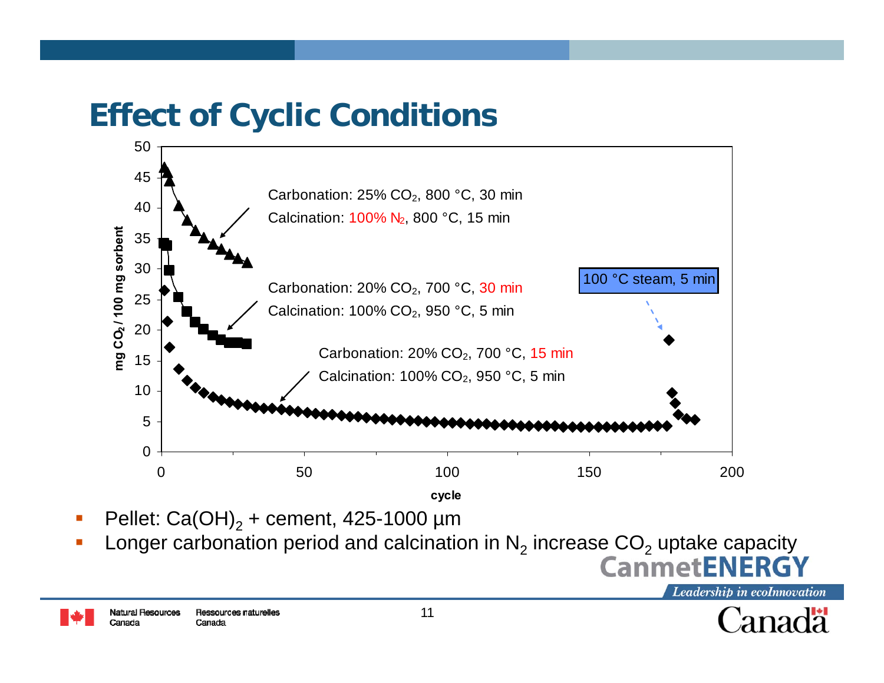# Effect of Cyclic Conditions

- Pellet: $Ca(OH)_2$ + cement, 425-1000 µm
- Longer carbonation period and calcination in $N_2$ increase $CO_2$ uptake capacity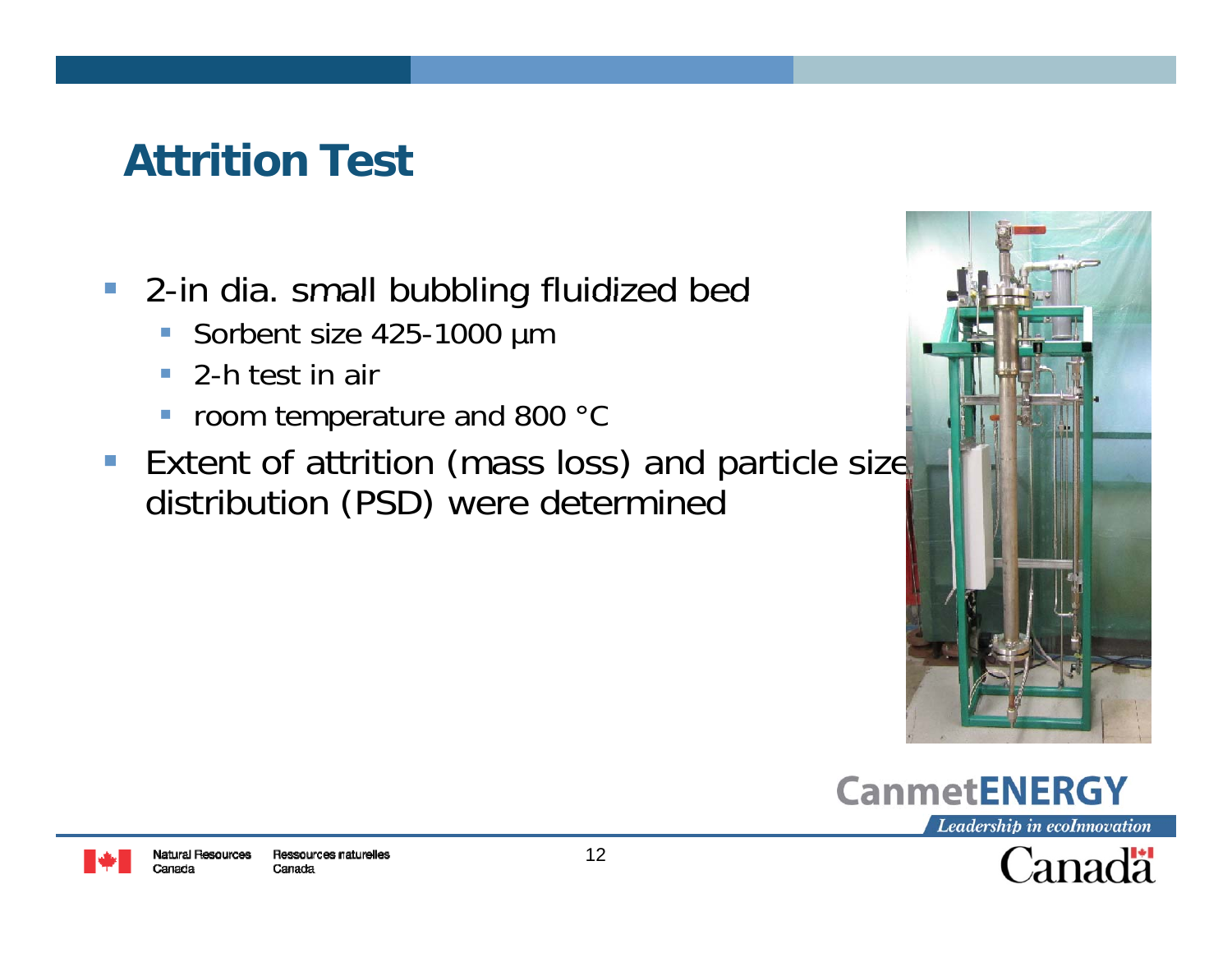# Attrition Test

- 2-in dia. small bubbling fluidized bed
  - Sorbent size 425-1000 µm
  - 2-h test in air
  - room temperature and 800 °C
- Extent of attrition (mass loss) and particle size distribution (PSD) were determined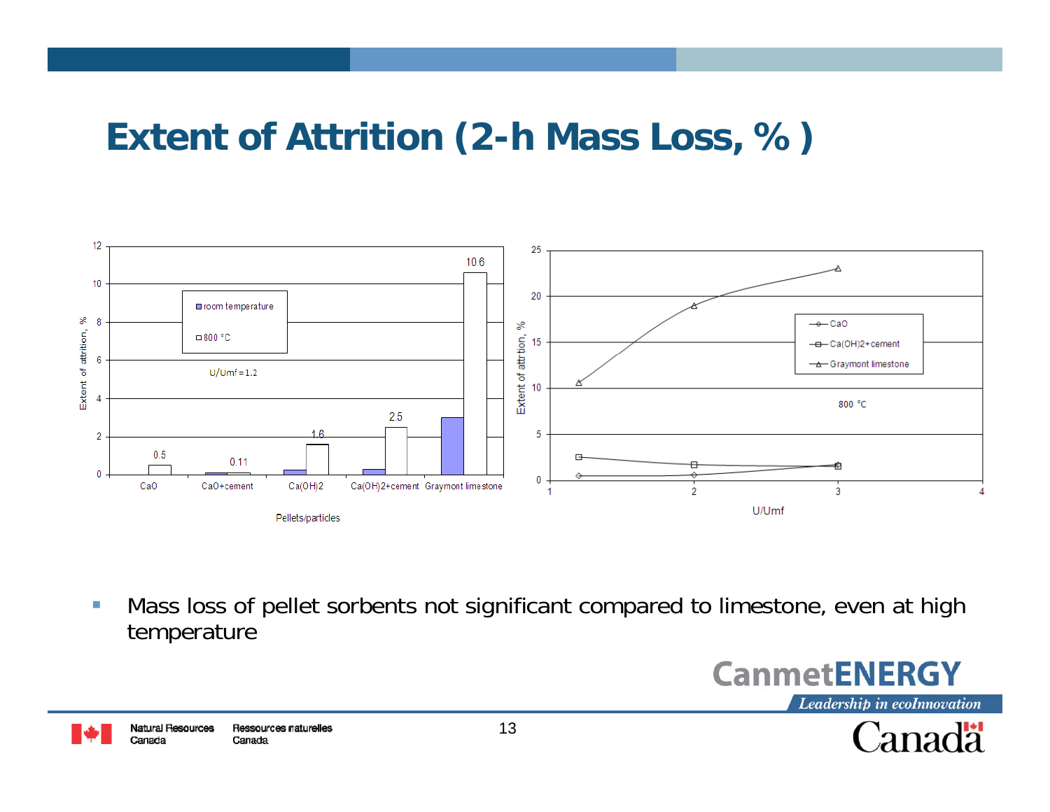# Extent of Attrition (2-h Mass Loss, % )

- Mass loss of pellet sorbents not significant compared to limestone, even at high temperature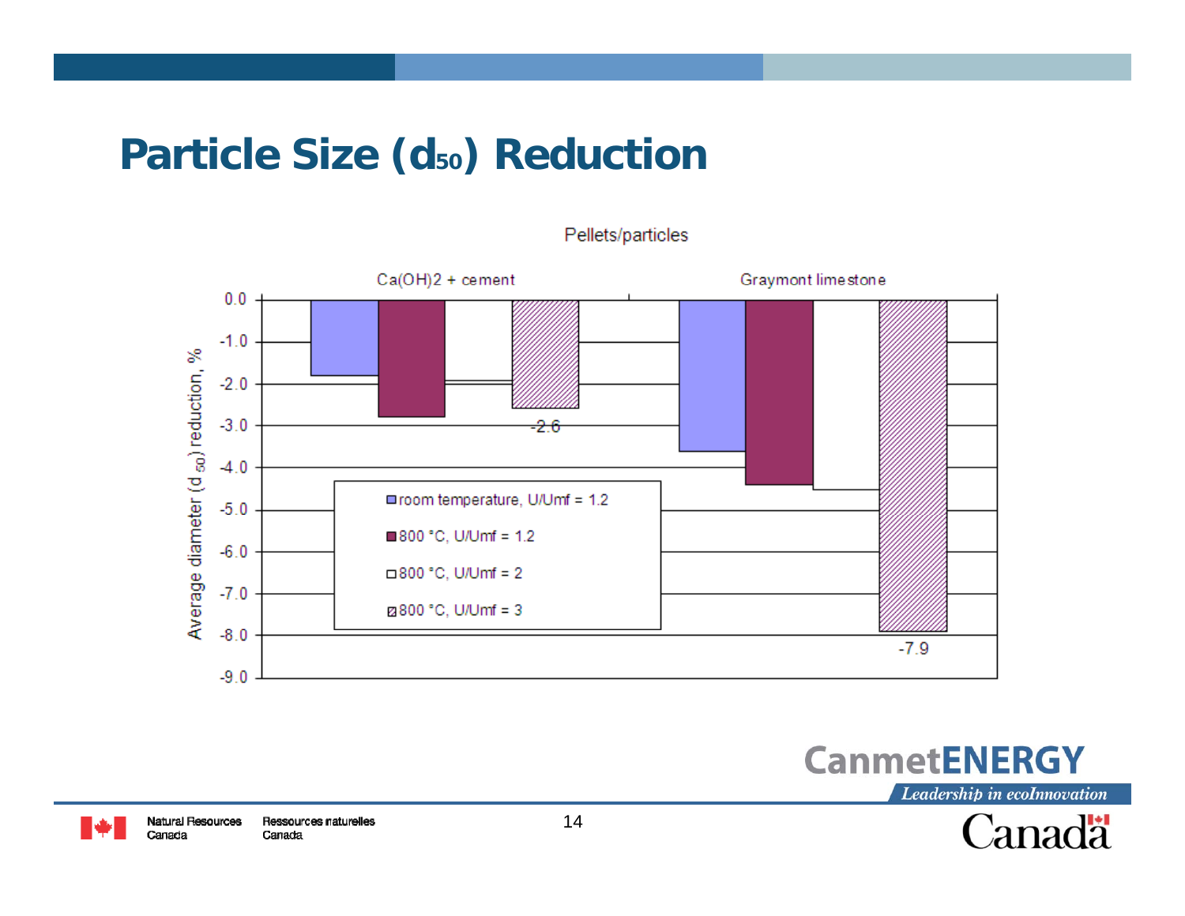# Particle Size ($d_{50}$) Reduction

Pellets/particles

| | Ca(OH)2 + cement | Graymont limestone |
|---|---|---|
| room temperature, U/Umf = 1.2 | -1.8 | -3.6 |
| 800 °C, U/Umf = 1.2 | -2.8 | -4.4 |
| 800 °C, U/Umf = 2 | -1.9 | -4.5 |
| 800 °C, U/Umf = 3 | -2.6 | -7.9 |

Average diameter ($d_{50}$) reduction, %

CanmetENERGY

*Leadership in ecoInnovation*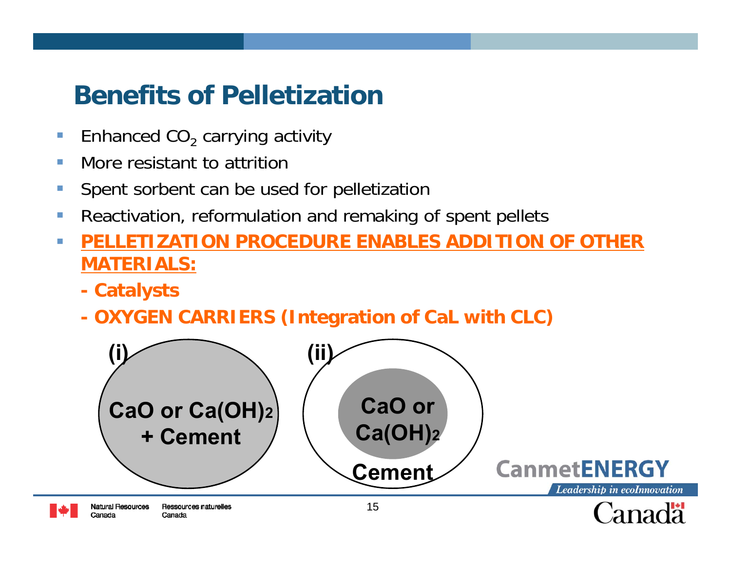# Benefits of Pelletization

- Enhanced $CO_2$ carrying activity
- More resistant to attrition
- Spent sorbent can be used for pelletization
- Reactivation, reformulation and remaking of spent pellets
- **PELLETIZATION PROCEDURE ENABLES ADDITION OF OTHER MATERIALS:**
  - **- Catalysts**
  - **- OXYGEN CARRIERS (Integration of CaL with CLC)**

**(i)** CaO or $Ca(OH)_2$ + Cement

**(ii)** CaO or $Ca(OH)_2$ — Cement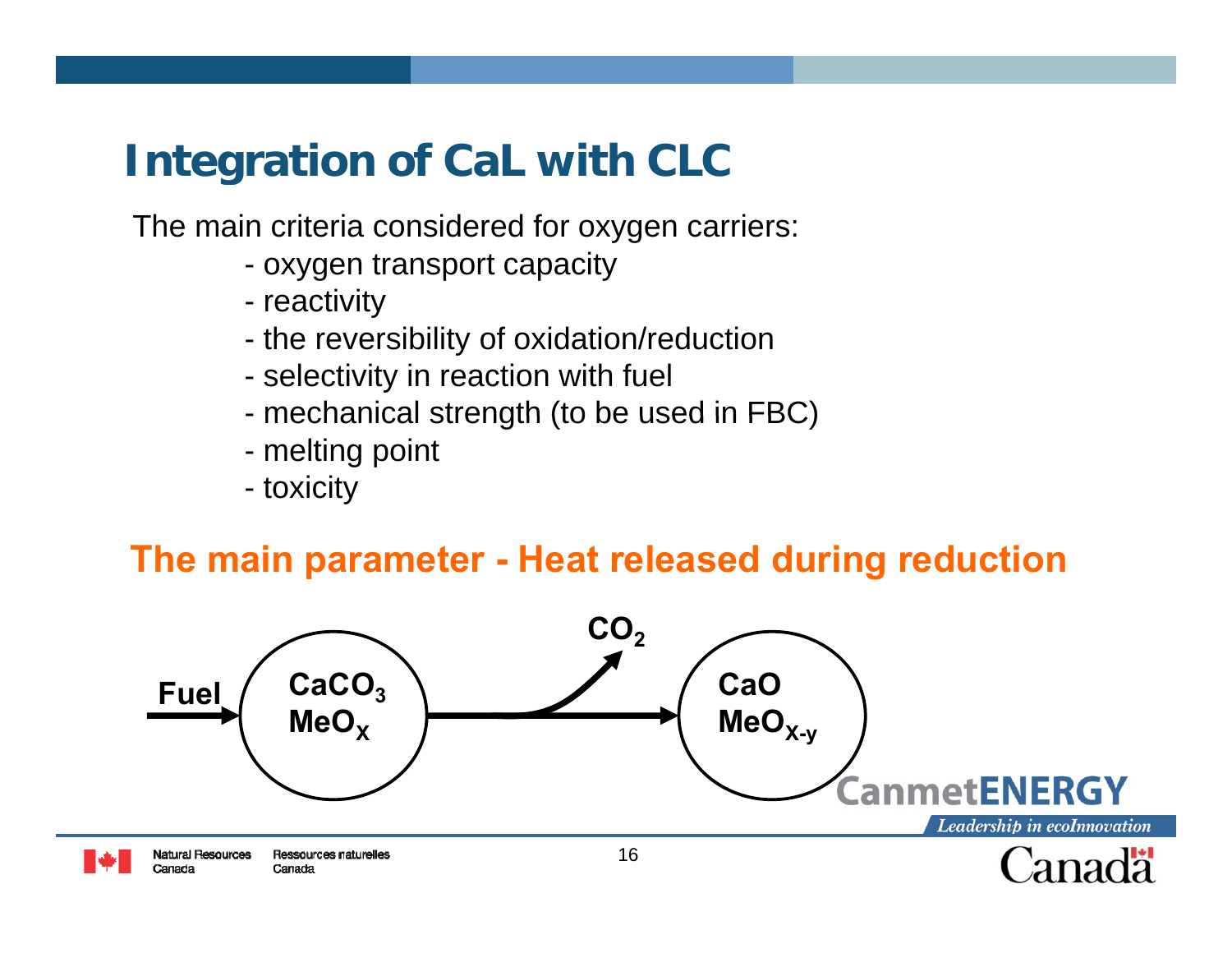# Integration of CaL with CLC

The main criteria considered for oxygen carriers:

- oxygen transport capacity
- reactivity
- the reversibility of oxidation/reduction
- selectivity in reaction with fuel
- mechanical strength (to be used in FBC)
- melting point
- toxicity

**The main parameter - Heat released during reduction**

Fuel → $CaCO_3$, $MeO_X$ → $CO_2$ → $CaO$, $MeO_{X-y}$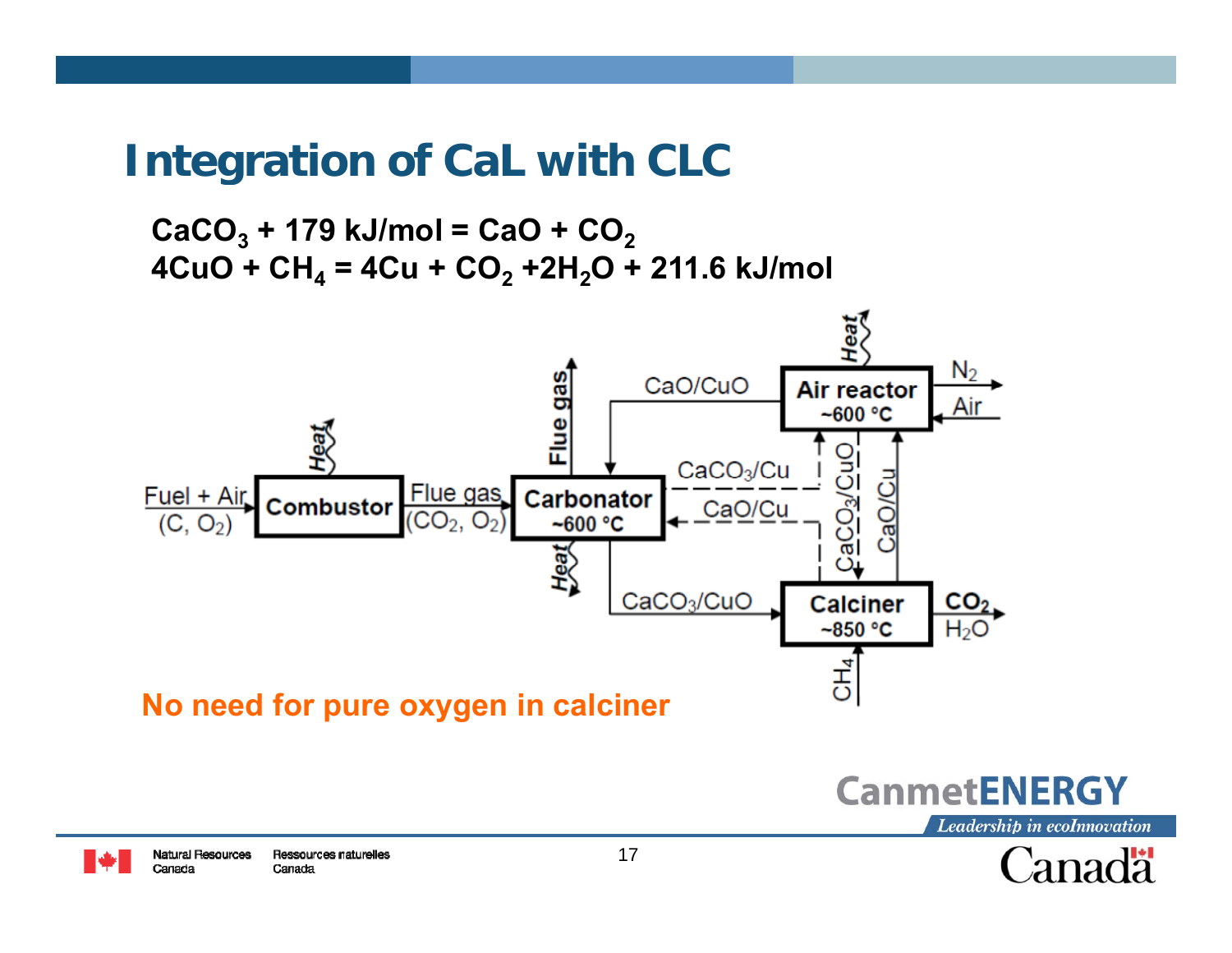# Integration of CaL with CLC

$CaCO_3$ + 179 kJ/mol = $CaO$ + $CO_2$

$4CuO$ + $CH_4$ = $4Cu$ + $CO_2$ + $2H_2O$ + 211.6 kJ/mol

Fuel + Air (C, $O_2$) → Combustor (Heat) → Flue gas ($CO_2$, $O_2$) → Carbonator ~600 °C (Heat, Flue gas)

Air reactor ~600 °C (Heat; Air in, $N_2$ out) → CaO/CuO → Carbonator

Carbonator → $CaCO_3$/CuO → Calciner ~850 °C ($CH_4$ in; $CO_2$, $H_2O$ out)

Carbonator → $CaCO_3$/Cu → Calciner (via $CaCO_3$/CuO)

Calciner → CaO/Cu → Carbonator

Calciner → CaO/Cu → Air reactor

**No need for pure oxygen in calciner**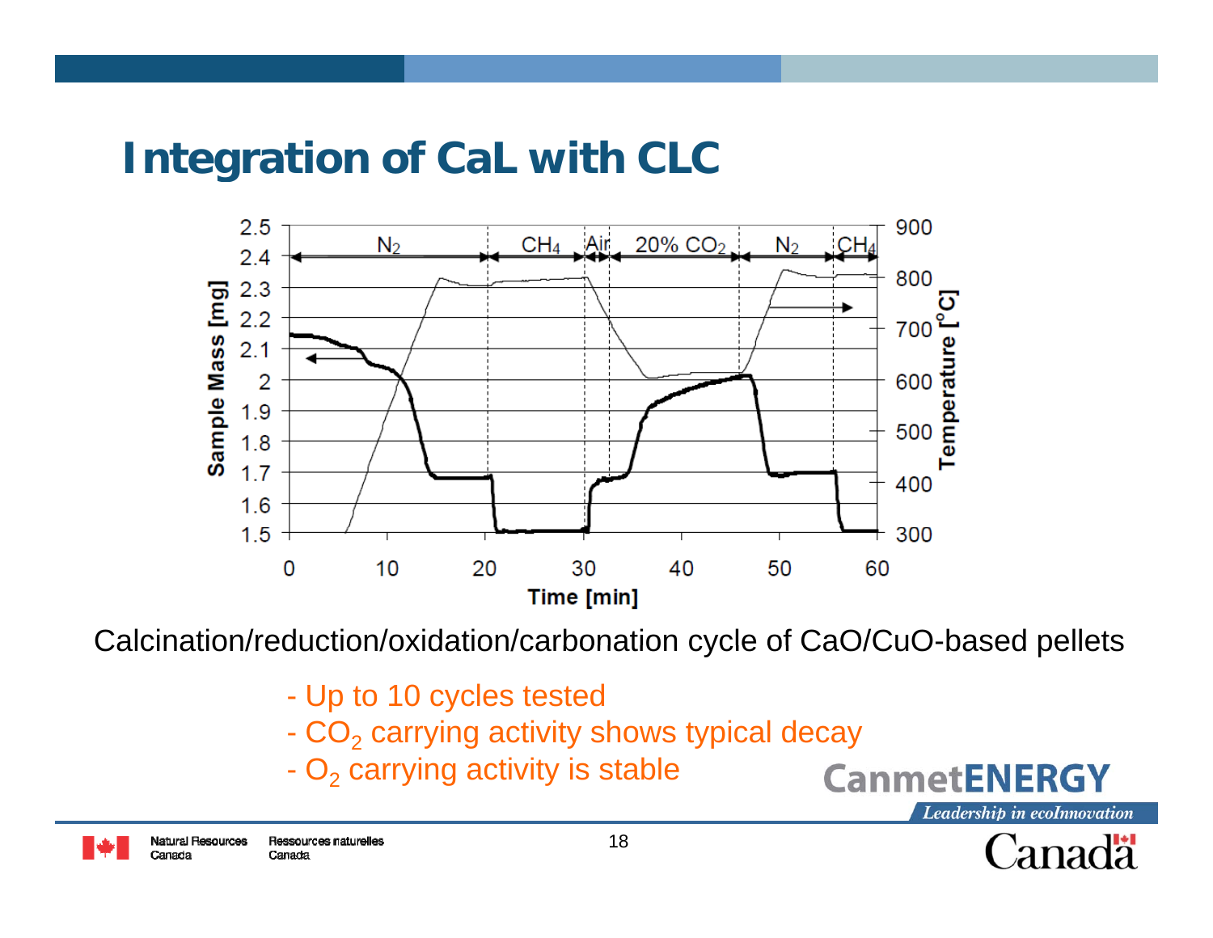# Integration of CaL with CLC

Calcination/reduction/oxidation/carbonation cycle of CaO/CuO-based pellets

- Up to 10 cycles tested
- $CO_2$ carrying activity shows typical decay
- $O_2$ carrying activity is stable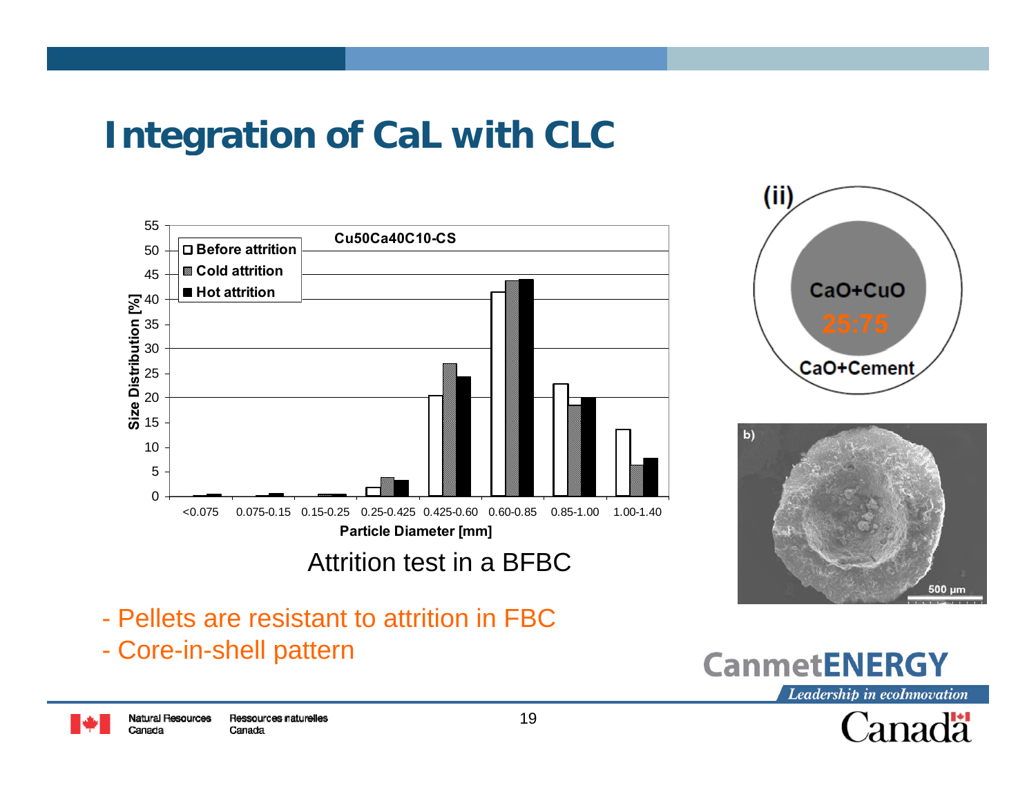# Integration of CaL with CLC

**Cu50Ca40C10-CS**

| Particle Diameter [mm] | Before attrition | Cold attrition | Hot attrition |
|---|---|---|---|
| <0.075 | 0 | 0.2 | 0.4 |
| 0.075-0.15 | 0 | 0.2 | 0.6 |
| 0.15-0.25 | 0 | 0.4 | 0.4 |
| 0.25-0.425 | 1.8 | 3.9 | 3.3 |
| 0.425-0.60 | 20.5 | 27 | 24.3 |
| 0.60-0.85 | 41.5 | 43.8 | 44.1 |
| 0.85-1.00 | 23 | 18.5 | 20 |
| 1.00-1.40 | 13.7 | 6.3 | 7.8 |

Size Distribution [%]

Attrition test in a BFBC

(ii) CaO+CuO 25:75 core; CaO+Cement shell

b) 500 µm

- Pellets are resistant to attrition in FBC
- Core-in-shell pattern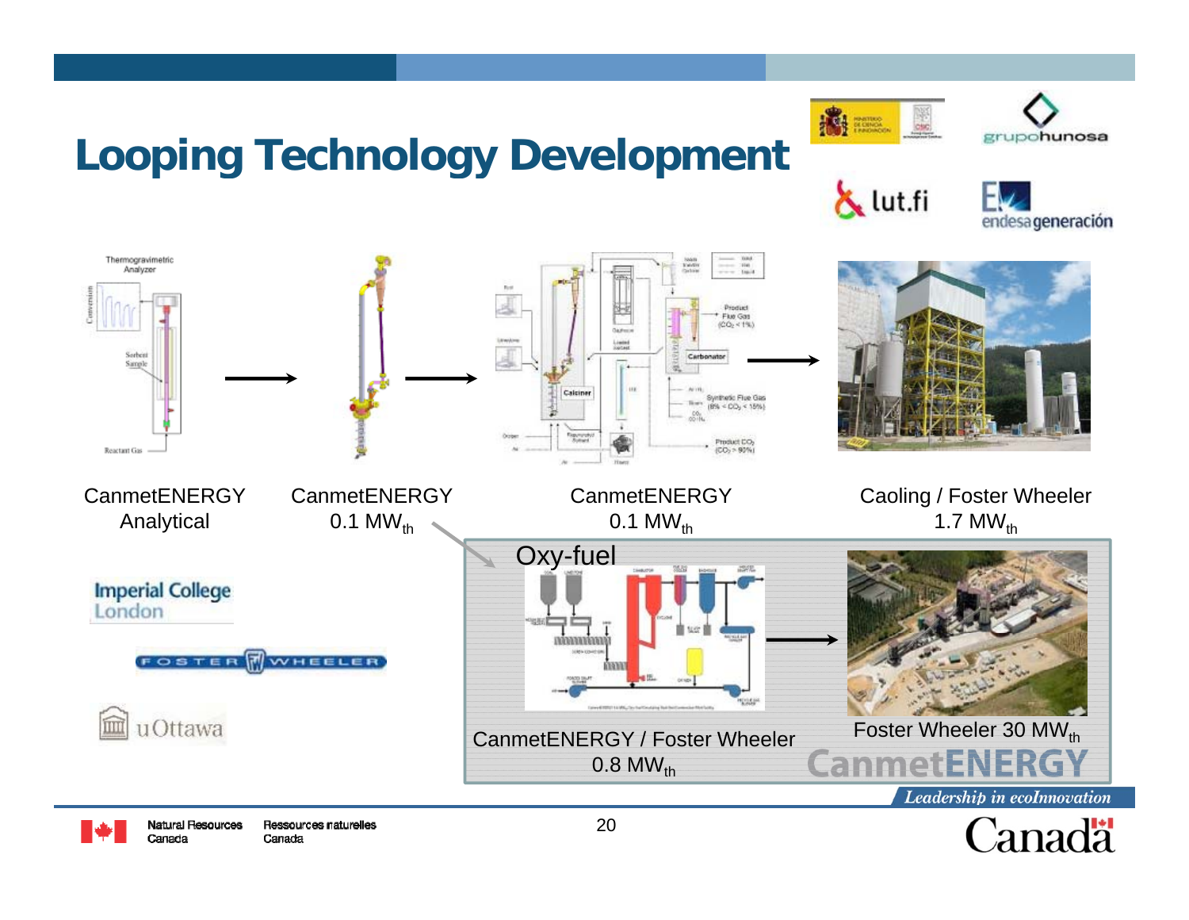# Looping Technology Development

CanmetENERGY Analytical

CanmetENERGY 0.1 $MW_{th}$

CanmetENERGY 0.1 $MW_{th}$

Caoling / Foster Wheeler 1.7 $MW_{th}$

Imperial College London

Foster Wheeler

uOttawa

Oxy-fuel

CanmetENERGY / Foster Wheeler 0.8 $MW_{th}$

Foster Wheeler 30 $MW_{th}$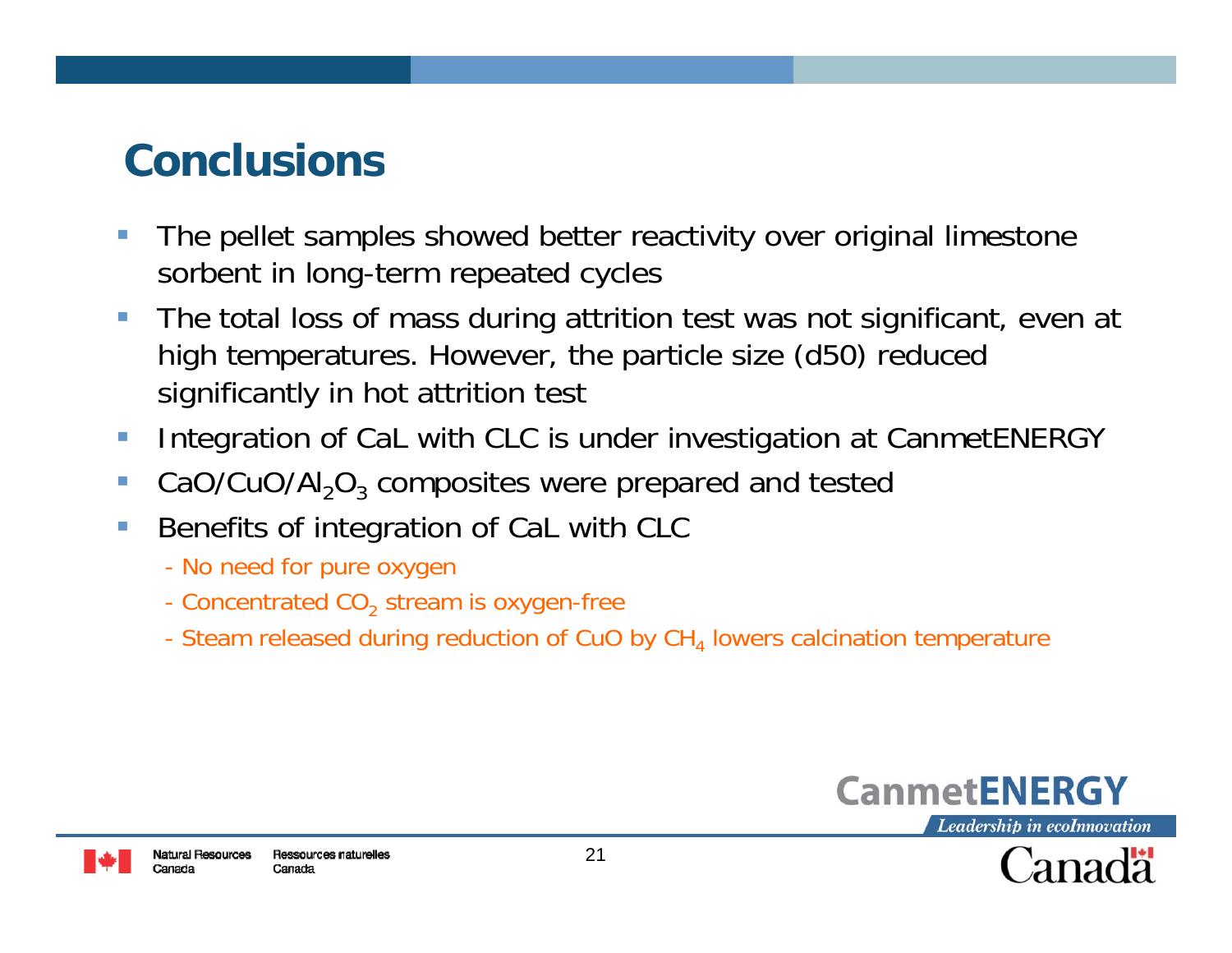# Conclusions

- The pellet samples showed better reactivity over original limestone sorbent in long-term repeated cycles
- The total loss of mass during attrition test was not significant, even at high temperatures. However, the particle size (d50) reduced significantly in hot attrition test
- Integration of CaL with CLC is under investigation at CanmetENERGY
- $CaO/CuO/Al_2O_3$ composites were prepared and tested
- Benefits of integration of CaL with CLC
  - No need for pure oxygen
  - Concentrated $CO_2$ stream is oxygen-free
  - Steam released during reduction of CuO by $CH_4$ lowers calcination temperature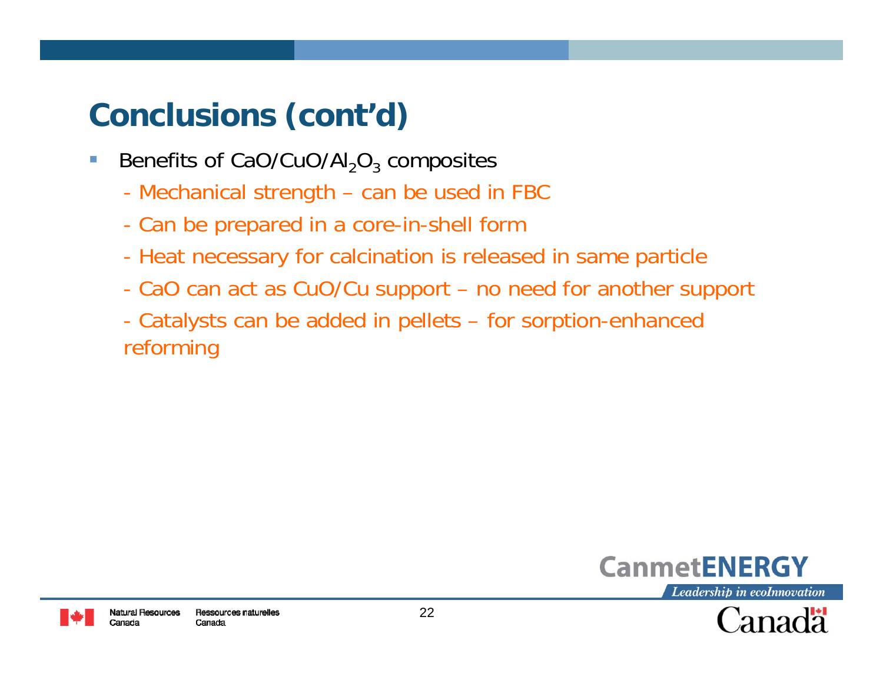# Conclusions (cont'd)

- Benefits of $CaO/CuO/Al_2O_3$ composites
  - Mechanical strength – can be used in FBC
  - Can be prepared in a core-in-shell form
  - Heat necessary for calcination is released in same particle
  - CaO can act as CuO/Cu support – no need for another support
  - Catalysts can be added in pellets – for sorption-enhanced reforming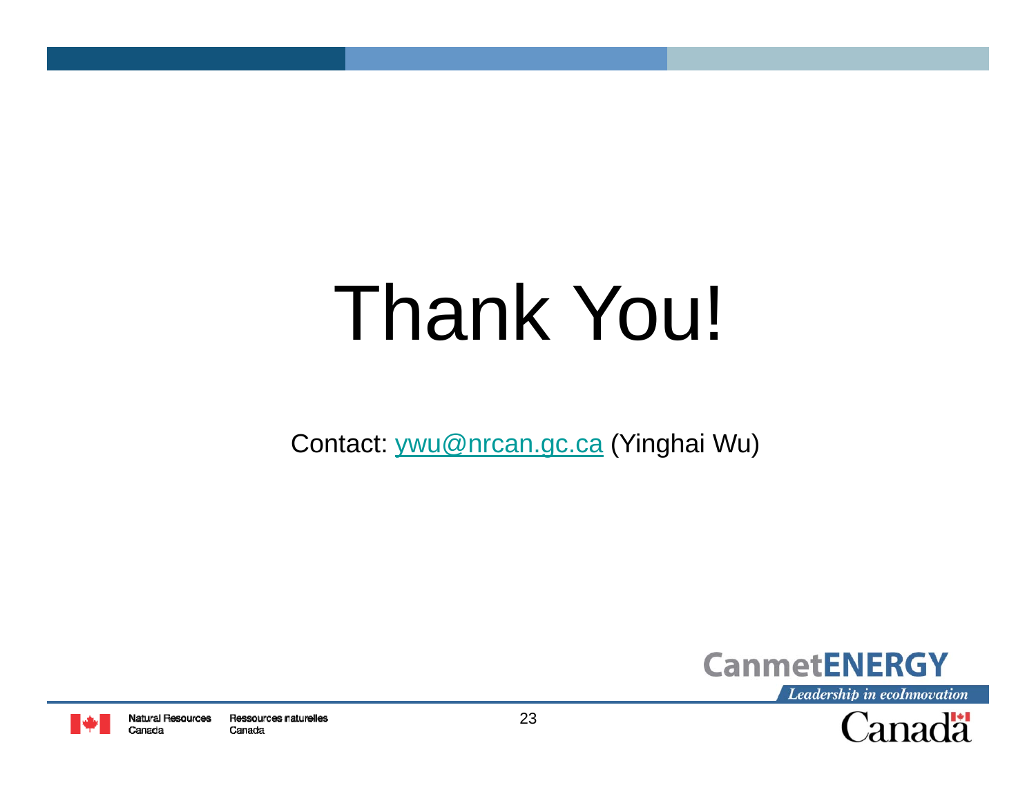# Thank You!

Contact: ywu@nrcan.gc.ca (Yinghai Wu)